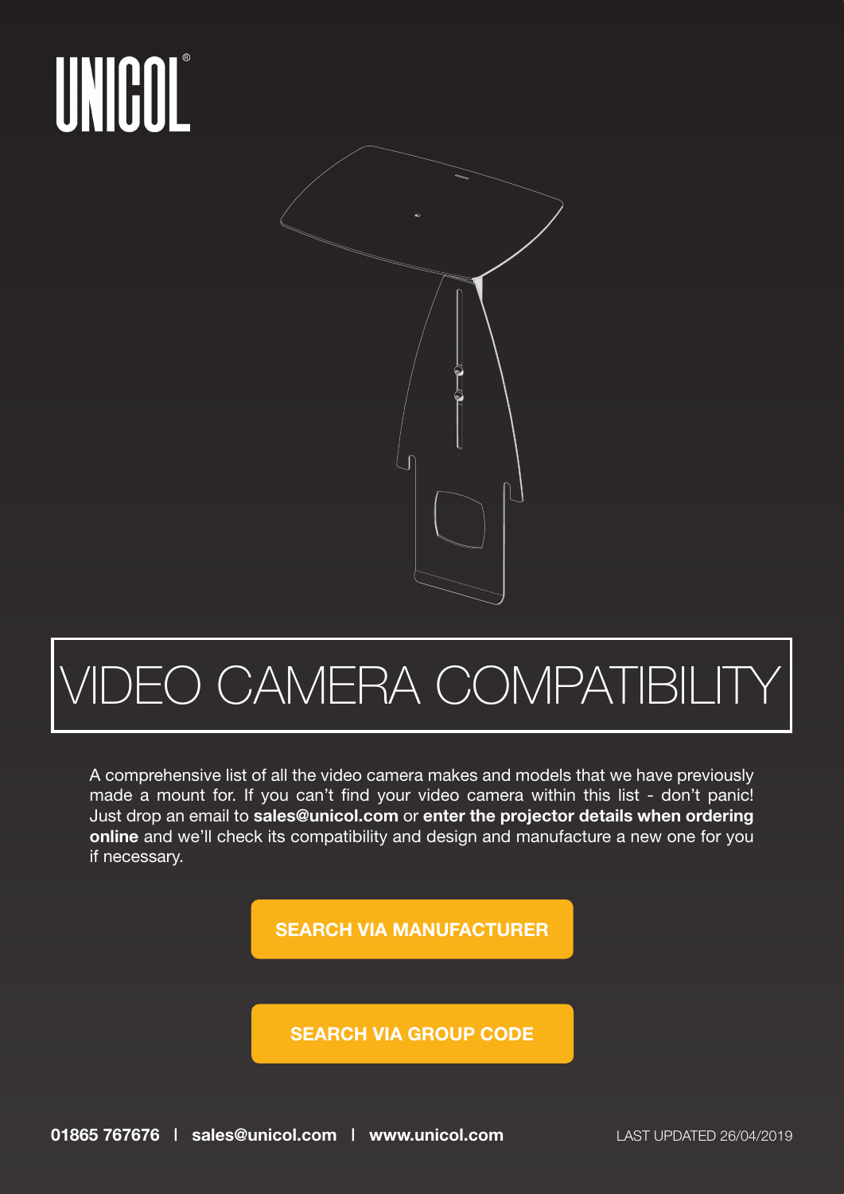# UNICOL®

# VIDEO CAMERA COMPATIBILITY

A comprehensive list of all the video camera makes and models that we have previously made a mount for. If you can't find your video camera within this list - don't panic! Just drop an email to **sales@unicol.com** or **enter the projector details when ordering online** and we'll check its compatibility and design and manufacture a new one for you if necessary.

**SEARCH VIA MANUFACTURER**

**SEARCH VIA GROUP CODE**

**01865 767676 | sales@unicol.com | www.unicol.com**

LAST UPDATED 26/04/2019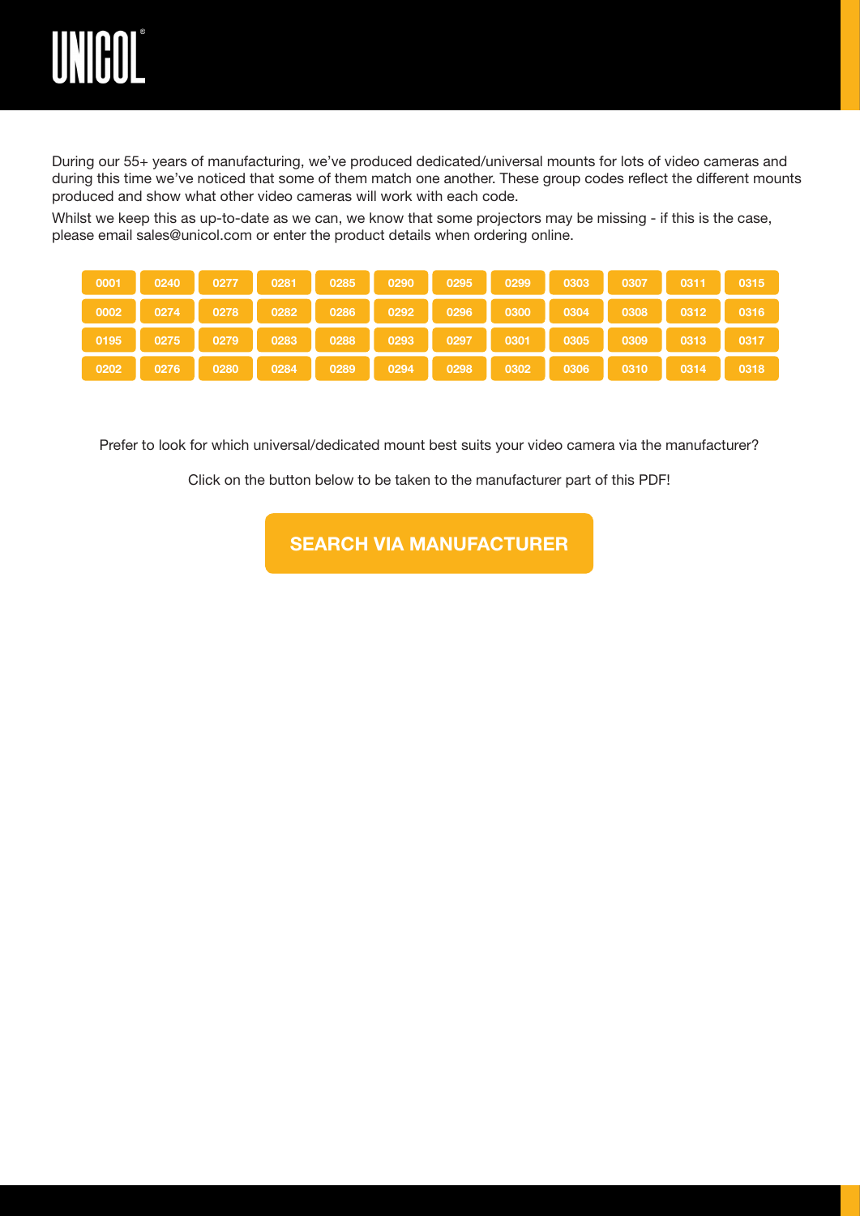During our 55+ years of manufacturing, we've produced dedicated/universal mounts for lots of video cameras and during this time we've noticed that some of them match one another. These group codes reflect the different mounts produced and show what other video cameras will work with each code.

Whilst we keep this as up-to-date as we can, we know that some projectors may be missing - if this is the case, please email sales@unicol.com or enter the product details when ordering online.

| | | | | | | | | | | | |
|---|---|---|---|---|---|---|---|---|---|---|---|
| 0001 | 0240 | 0277 | 0281 | 0285 | 0290 | 0295 | 0299 | 0303 | 0307 | 0311 | 0315 |
| 0002 | 0274 | 0278 | 0282 | 0286 | 0292 | 0296 | 0300 | 0304 | 0308 | 0312 | 0316 |
| 0195 | 0275 | 0279 | 0283 | 0288 | 0293 | 0297 | 0301 | 0305 | 0309 | 0313 | 0317 |
| 0202 | 0276 | 0280 | 0284 | 0289 | 0294 | 0298 | 0302 | 0306 | 0310 | 0314 | 0318 |

Prefer to look for which universal/dedicated mount best suits your video camera via the manufacturer?

Click on the button below to be taken to the manufacturer part of this PDF!

**SEARCH VIA MANUFACTURER**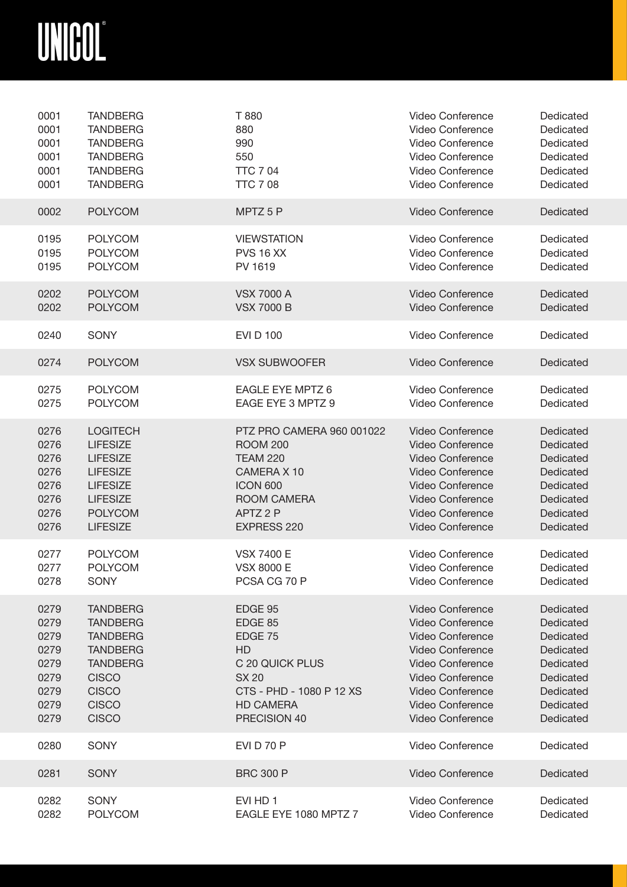| | | | | |
|---|---|---|---|---|
| 0001 | TANDBERG | T 880 | Video Conference | Dedicated |
| 0001 | TANDBERG | 880 | Video Conference | Dedicated |
| 0001 | TANDBERG | 990 | Video Conference | Dedicated |
| 0001 | TANDBERG | 550 | Video Conference | Dedicated |
| 0001 | TANDBERG | TTC 7 04 | Video Conference | Dedicated |
| 0001 | TANDBERG | TTC 7 08 | Video Conference | Dedicated |
| 0002 | POLYCOM | MPTZ 5 P | Video Conference | Dedicated |
| 0195 | POLYCOM | VIEWSTATION | Video Conference | Dedicated |
| 0195 | POLYCOM | PVS 16 XX | Video Conference | Dedicated |
| 0195 | POLYCOM | PV 1619 | Video Conference | Dedicated |
| 0202 | POLYCOM | VSX 7000 A | Video Conference | Dedicated |
| 0202 | POLYCOM | VSX 7000 B | Video Conference | Dedicated |
| 0240 | SONY | EVI D 100 | Video Conference | Dedicated |
| 0274 | POLYCOM | VSX SUBWOOFER | Video Conference | Dedicated |
| 0275 | POLYCOM | EAGLE EYE MPTZ 6 | Video Conference | Dedicated |
| 0275 | POLYCOM | EAGE EYE 3 MPTZ 9 | Video Conference | Dedicated |
| 0276 | LOGITECH | PTZ PRO CAMERA 960 001022 | Video Conference | Dedicated |
| 0276 | LIFESIZE | ROOM 200 | Video Conference | Dedicated |
| 0276 | LIFESIZE | TEAM 220 | Video Conference | Dedicated |
| 0276 | LIFESIZE | CAMERA X 10 | Video Conference | Dedicated |
| 0276 | LIFESIZE | ICON 600 | Video Conference | Dedicated |
| 0276 | LIFESIZE | ROOM CAMERA | Video Conference | Dedicated |
| 0276 | POLYCOM | APTZ 2 P | Video Conference | Dedicated |
| 0276 | LIFESIZE | EXPRESS 220 | Video Conference | Dedicated |
| 0277 | POLYCOM | VSX 7400 E | Video Conference | Dedicated |
| 0277 | POLYCOM | VSX 8000 E | Video Conference | Dedicated |
| 0278 | SONY | PCSA CG 70 P | Video Conference | Dedicated |
| 0279 | TANDBERG | EDGE 95 | Video Conference | Dedicated |
| 0279 | TANDBERG | EDGE 85 | Video Conference | Dedicated |
| 0279 | TANDBERG | EDGE 75 | Video Conference | Dedicated |
| 0279 | TANDBERG | HD | Video Conference | Dedicated |
| 0279 | TANDBERG | C 20 QUICK PLUS | Video Conference | Dedicated |
| 0279 | CISCO | SX 20 | Video Conference | Dedicated |
| 0279 | CISCO | CTS - PHD - 1080 P 12 XS | Video Conference | Dedicated |
| 0279 | CISCO | HD CAMERA | Video Conference | Dedicated |
| 0279 | CISCO | PRECISION 40 | Video Conference | Dedicated |
| 0280 | SONY | EVI D 70 P | Video Conference | Dedicated |
| 0281 | SONY | BRC 300 P | Video Conference | Dedicated |
| 0282 | SONY | EVI HD 1 | Video Conference | Dedicated |
| 0282 | POLYCOM | EAGLE EYE 1080 MPTZ 7 | Video Conference | Dedicated |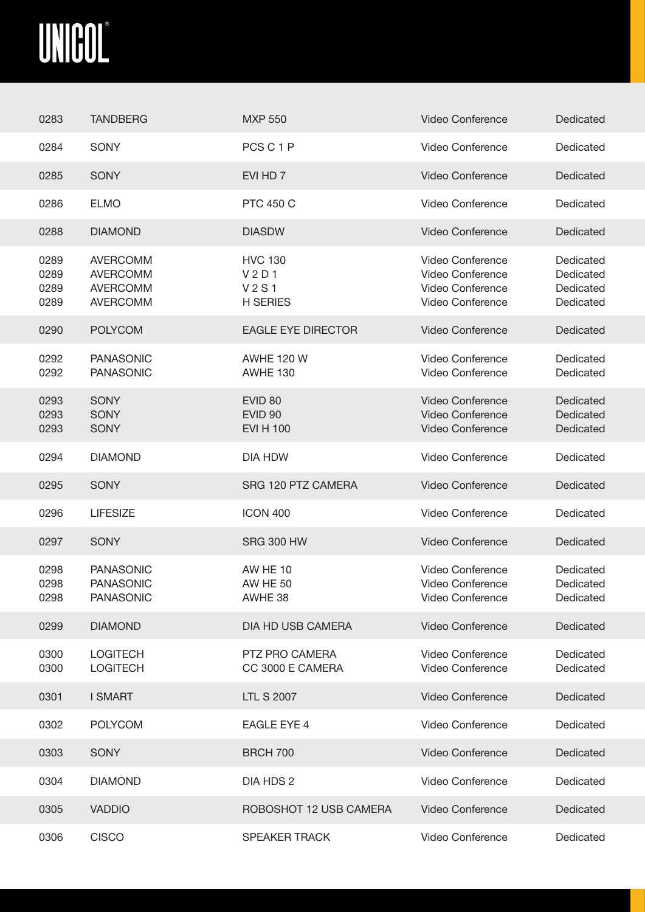| | | | | |
|---|---|---|---|---|
| 0283 | TANDBERG | MXP 550 | Video Conference | Dedicated |
| 0284 | SONY | PCS C 1 P | Video Conference | Dedicated |
| 0285 | SONY | EVI HD 7 | Video Conference | Dedicated |
| 0286 | ELMO | PTC 450 C | Video Conference | Dedicated |
| 0288 | DIAMOND | DIASDW | Video Conference | Dedicated |
| 0289 | AVERCOMM | HVC 130 | Video Conference | Dedicated |
| 0289 | AVERCOMM | V 2 D 1 | Video Conference | Dedicated |
| 0289 | AVERCOMM | V 2 S 1 | Video Conference | Dedicated |
| 0289 | AVERCOMM | H SERIES | Video Conference | Dedicated |
| 0290 | POLYCOM | EAGLE EYE DIRECTOR | Video Conference | Dedicated |
| 0292 | PANASONIC | AWHE 120 W | Video Conference | Dedicated |
| 0292 | PANASONIC | AWHE 130 | Video Conference | Dedicated |
| 0293 | SONY | EVID 80 | Video Conference | Dedicated |
| 0293 | SONY | EVID 90 | Video Conference | Dedicated |
| 0293 | SONY | EVI H 100 | Video Conference | Dedicated |
| 0294 | DIAMOND | DIA HDW | Video Conference | Dedicated |
| 0295 | SONY | SRG 120 PTZ CAMERA | Video Conference | Dedicated |
| 0296 | LIFESIZE | ICON 400 | Video Conference | Dedicated |
| 0297 | SONY | SRG 300 HW | Video Conference | Dedicated |
| 0298 | PANASONIC | AW HE 10 | Video Conference | Dedicated |
| 0298 | PANASONIC | AW HE 50 | Video Conference | Dedicated |
| 0298 | PANASONIC | AWHE 38 | Video Conference | Dedicated |
| 0299 | DIAMOND | DIA HD USB CAMERA | Video Conference | Dedicated |
| 0300 | LOGITECH | PTZ PRO CAMERA | Video Conference | Dedicated |
| 0300 | LOGITECH | CC 3000 E CAMERA | Video Conference | Dedicated |
| 0301 | I SMART | LTL S 2007 | Video Conference | Dedicated |
| 0302 | POLYCOM | EAGLE EYE 4 | Video Conference | Dedicated |
| 0303 | SONY | BRCH 700 | Video Conference | Dedicated |
| 0304 | DIAMOND | DIA HDS 2 | Video Conference | Dedicated |
| 0305 | VADDIO | ROBOSHOT 12 USB CAMERA | Video Conference | Dedicated |
| 0306 | CISCO | SPEAKER TRACK | Video Conference | Dedicated |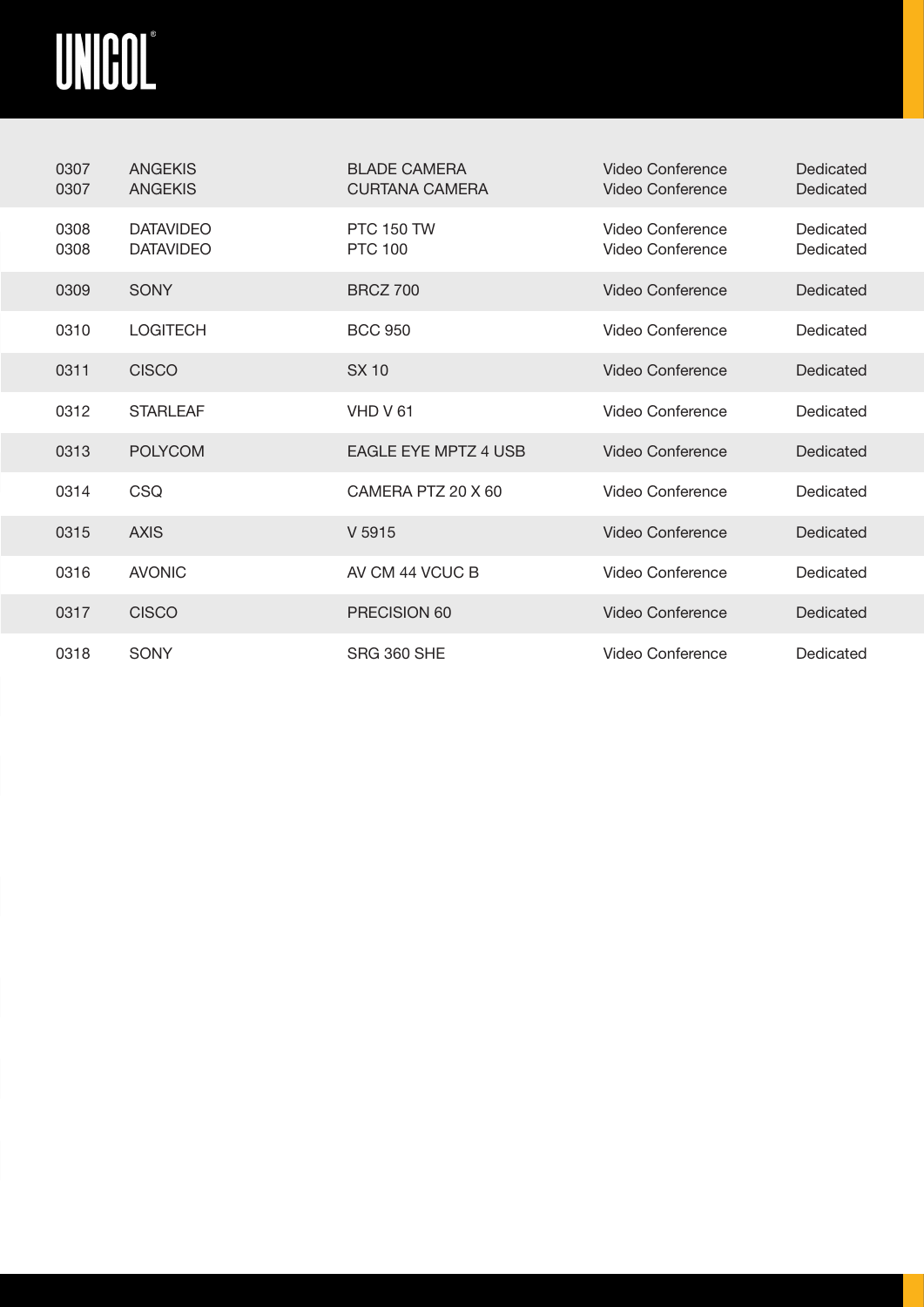| | | | | |
|---|---|---|---|---|
| 0307 | ANGEKIS | BLADE CAMERA | Video Conference | Dedicated |
| 0307 | ANGEKIS | CURTANA CAMERA | Video Conference | Dedicated |
| 0308 | DATAVIDEO | PTC 150 TW | Video Conference | Dedicated |
| 0308 | DATAVIDEO | PTC 100 | Video Conference | Dedicated |
| 0309 | SONY | BRCZ 700 | Video Conference | Dedicated |
| 0310 | LOGITECH | BCC 950 | Video Conference | Dedicated |
| 0311 | CISCO | SX 10 | Video Conference | Dedicated |
| 0312 | STARLEAF | VHD V 61 | Video Conference | Dedicated |
| 0313 | POLYCOM | EAGLE EYE MPTZ 4 USB | Video Conference | Dedicated |
| 0314 | CSQ | CAMERA PTZ 20 X 60 | Video Conference | Dedicated |
| 0315 | AXIS | V 5915 | Video Conference | Dedicated |
| 0316 | AVONIC | AV CM 44 VCUC B | Video Conference | Dedicated |
| 0317 | CISCO | PRECISION 60 | Video Conference | Dedicated |
| 0318 | SONY | SRG 360 SHE | Video Conference | Dedicated |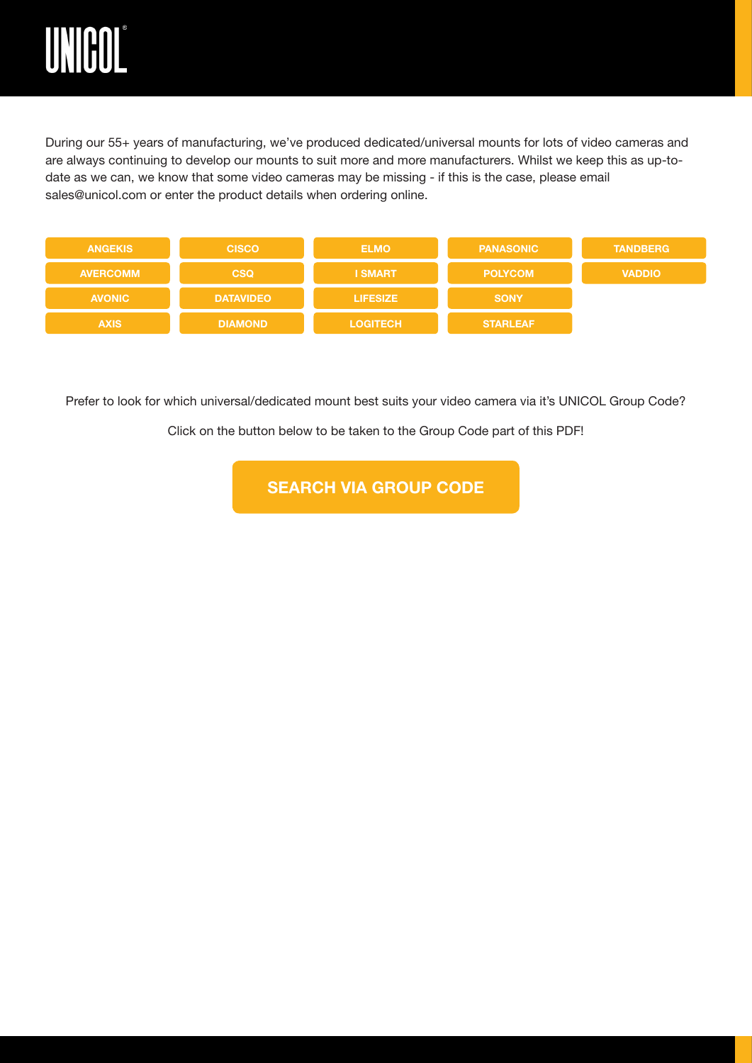# UNICOL®

During our 55+ years of manufacturing, we've produced dedicated/universal mounts for lots of video cameras and are always continuing to develop our mounts to suit more and more manufacturers. Whilst we keep this as up-to-date as we can, we know that some video cameras may be missing - if this is the case, please email sales@unicol.com or enter the product details when ordering online.

| | | | | |
|---|---|---|---|---|
| **ANGEKIS** | **CISCO** | **ELMO** | **PANASONIC** | **TANDBERG** |
| **AVERCOMM** | **CSQ** | **I SMART** | **POLYCOM** | **VADDIO** |
| **AVONIC** | **DATAVIDEO** | **LIFESIZE** | **SONY** | |
| **AXIS** | **DIAMOND** | **LOGITECH** | **STARLEAF** | |

Prefer to look for which universal/dedicated mount best suits your video camera via it's UNICOL Group Code?

Click on the button below to be taken to the Group Code part of this PDF!

**SEARCH VIA GROUP CODE**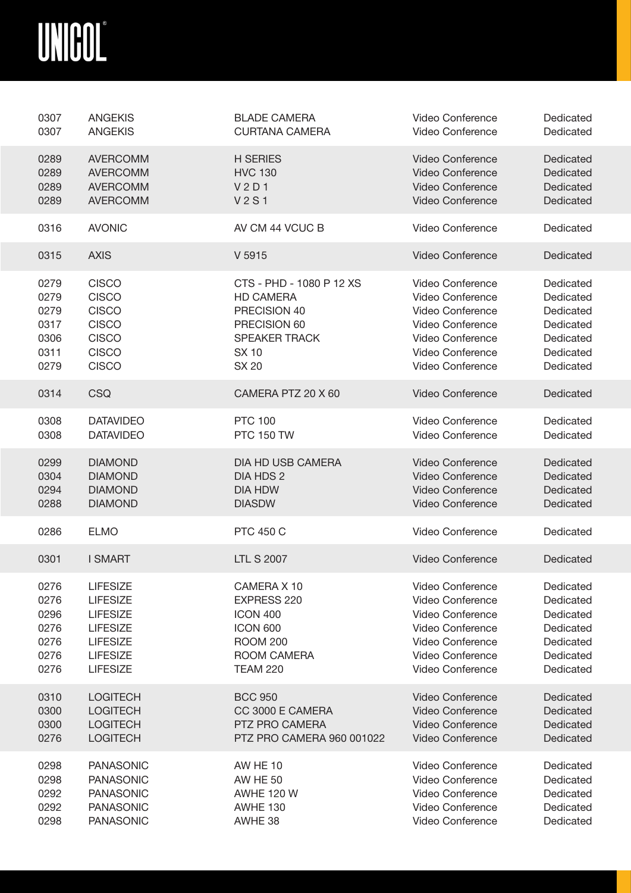| | | | | |
|---|---|---|---|---|
| 0307 | ANGEKIS | BLADE CAMERA | Video Conference | Dedicated |
| 0307 | ANGEKIS | CURTANA CAMERA | Video Conference | Dedicated |
| 0289 | AVERCOMM | H SERIES | Video Conference | Dedicated |
| 0289 | AVERCOMM | HVC 130 | Video Conference | Dedicated |
| 0289 | AVERCOMM | V 2 D 1 | Video Conference | Dedicated |
| 0289 | AVERCOMM | V 2 S 1 | Video Conference | Dedicated |
| 0316 | AVONIC | AV CM 44 VCUC B | Video Conference | Dedicated |
| 0315 | AXIS | V 5915 | Video Conference | Dedicated |
| 0279 | CISCO | CTS - PHD - 1080 P 12 XS | Video Conference | Dedicated |
| 0279 | CISCO | HD CAMERA | Video Conference | Dedicated |
| 0279 | CISCO | PRECISION 40 | Video Conference | Dedicated |
| 0317 | CISCO | PRECISION 60 | Video Conference | Dedicated |
| 0306 | CISCO | SPEAKER TRACK | Video Conference | Dedicated |
| 0311 | CISCO | SX 10 | Video Conference | Dedicated |
| 0279 | CISCO | SX 20 | Video Conference | Dedicated |
| 0314 | CSQ | CAMERA PTZ 20 X 60 | Video Conference | Dedicated |
| 0308 | DATAVIDEO | PTC 100 | Video Conference | Dedicated |
| 0308 | DATAVIDEO | PTC 150 TW | Video Conference | Dedicated |
| 0299 | DIAMOND | DIA HD USB CAMERA | Video Conference | Dedicated |
| 0304 | DIAMOND | DIA HDS 2 | Video Conference | Dedicated |
| 0294 | DIAMOND | DIA HDW | Video Conference | Dedicated |
| 0288 | DIAMOND | DIASDW | Video Conference | Dedicated |
| 0286 | ELMO | PTC 450 C | Video Conference | Dedicated |
| 0301 | I SMART | LTL S 2007 | Video Conference | Dedicated |
| 0276 | LIFESIZE | CAMERA X 10 | Video Conference | Dedicated |
| 0276 | LIFESIZE | EXPRESS 220 | Video Conference | Dedicated |
| 0296 | LIFESIZE | ICON 400 | Video Conference | Dedicated |
| 0276 | LIFESIZE | ICON 600 | Video Conference | Dedicated |
| 0276 | LIFESIZE | ROOM 200 | Video Conference | Dedicated |
| 0276 | LIFESIZE | ROOM CAMERA | Video Conference | Dedicated |
| 0276 | LIFESIZE | TEAM 220 | Video Conference | Dedicated |
| 0310 | LOGITECH | BCC 950 | Video Conference | Dedicated |
| 0300 | LOGITECH | CC 3000 E CAMERA | Video Conference | Dedicated |
| 0300 | LOGITECH | PTZ PRO CAMERA | Video Conference | Dedicated |
| 0276 | LOGITECH | PTZ PRO CAMERA 960 001022 | Video Conference | Dedicated |
| 0298 | PANASONIC | AW HE 10 | Video Conference | Dedicated |
| 0298 | PANASONIC | AW HE 50 | Video Conference | Dedicated |
| 0292 | PANASONIC | AWHE 120 W | Video Conference | Dedicated |
| 0292 | PANASONIC | AWHE 130 | Video Conference | Dedicated |
| 0298 | PANASONIC | AWHE 38 | Video Conference | Dedicated |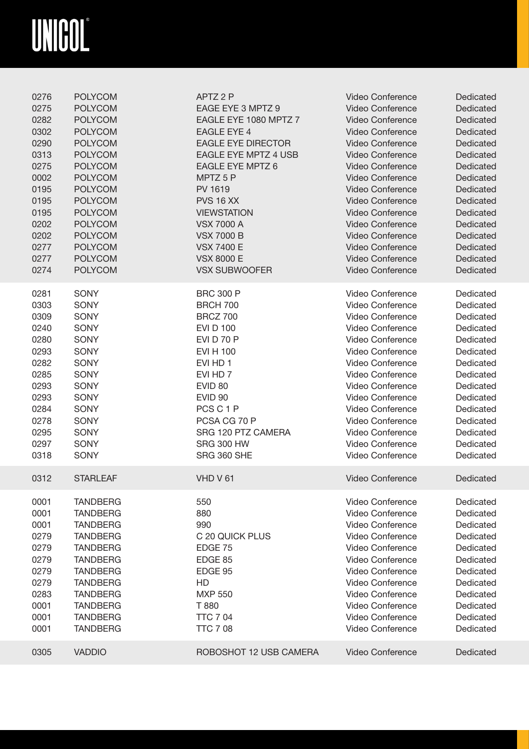| | | | | |
|---|---|---|---|---|
| 0276 | POLYCOM | APTZ 2 P | Video Conference | Dedicated |
| 0275 | POLYCOM | EAGE EYE 3 MPTZ 9 | Video Conference | Dedicated |
| 0282 | POLYCOM | EAGLE EYE 1080 MPTZ 7 | Video Conference | Dedicated |
| 0302 | POLYCOM | EAGLE EYE 4 | Video Conference | Dedicated |
| 0290 | POLYCOM | EAGLE EYE DIRECTOR | Video Conference | Dedicated |
| 0313 | POLYCOM | EAGLE EYE MPTZ 4 USB | Video Conference | Dedicated |
| 0275 | POLYCOM | EAGLE EYE MPTZ 6 | Video Conference | Dedicated |
| 0002 | POLYCOM | MPTZ 5 P | Video Conference | Dedicated |
| 0195 | POLYCOM | PV 1619 | Video Conference | Dedicated |
| 0195 | POLYCOM | PVS 16 XX | Video Conference | Dedicated |
| 0195 | POLYCOM | VIEWSTATION | Video Conference | Dedicated |
| 0202 | POLYCOM | VSX 7000 A | Video Conference | Dedicated |
| 0202 | POLYCOM | VSX 7000 B | Video Conference | Dedicated |
| 0277 | POLYCOM | VSX 7400 E | Video Conference | Dedicated |
| 0277 | POLYCOM | VSX 8000 E | Video Conference | Dedicated |
| 0274 | POLYCOM | VSX SUBWOOFER | Video Conference | Dedicated |
| 0281 | SONY | BRC 300 P | Video Conference | Dedicated |
| 0303 | SONY | BRCH 700 | Video Conference | Dedicated |
| 0309 | SONY | BRCZ 700 | Video Conference | Dedicated |
| 0240 | SONY | EVI D 100 | Video Conference | Dedicated |
| 0280 | SONY | EVI D 70 P | Video Conference | Dedicated |
| 0293 | SONY | EVI H 100 | Video Conference | Dedicated |
| 0282 | SONY | EVI HD 1 | Video Conference | Dedicated |
| 0285 | SONY | EVI HD 7 | Video Conference | Dedicated |
| 0293 | SONY | EVID 80 | Video Conference | Dedicated |
| 0293 | SONY | EVID 90 | Video Conference | Dedicated |
| 0284 | SONY | PCS C 1 P | Video Conference | Dedicated |
| 0278 | SONY | PCSA CG 70 P | Video Conference | Dedicated |
| 0295 | SONY | SRG 120 PTZ CAMERA | Video Conference | Dedicated |
| 0297 | SONY | SRG 300 HW | Video Conference | Dedicated |
| 0318 | SONY | SRG 360 SHE | Video Conference | Dedicated |
| 0312 | STARLEAF | VHD V 61 | Video Conference | Dedicated |
| 0001 | TANDBERG | 550 | Video Conference | Dedicated |
| 0001 | TANDBERG | 880 | Video Conference | Dedicated |
| 0001 | TANDBERG | 990 | Video Conference | Dedicated |
| 0279 | TANDBERG | C 20 QUICK PLUS | Video Conference | Dedicated |
| 0279 | TANDBERG | EDGE 75 | Video Conference | Dedicated |
| 0279 | TANDBERG | EDGE 85 | Video Conference | Dedicated |
| 0279 | TANDBERG | EDGE 95 | Video Conference | Dedicated |
| 0279 | TANDBERG | HD | Video Conference | Dedicated |
| 0283 | TANDBERG | MXP 550 | Video Conference | Dedicated |
| 0001 | TANDBERG | T 880 | Video Conference | Dedicated |
| 0001 | TANDBERG | TTC 7 04 | Video Conference | Dedicated |
| 0001 | TANDBERG | TTC 7 08 | Video Conference | Dedicated |
| 0305 | VADDIO | ROBOSHOT 12 USB CAMERA | Video Conference | Dedicated |